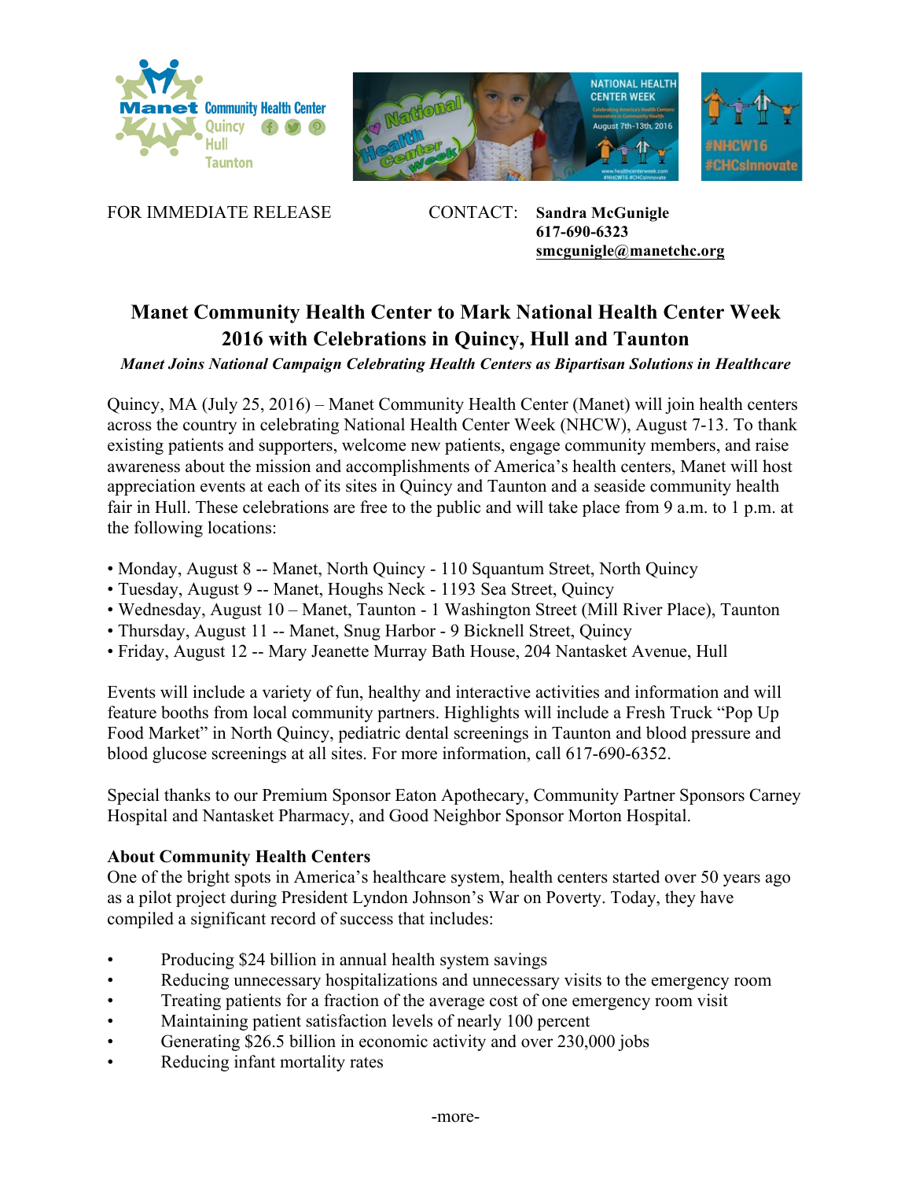FOR IMMEDIATE RELEASE

CONTACT: **Sandra McGunigle**
**617-690-6323**
**smcgunigle@manetchc.org**

# Manet Community Health Center to Mark National Health Center Week 2016 with Celebrations in Quincy, Hull and Taunton

***Manet Joins National Campaign Celebrating Health Centers as Bipartisan Solutions in Healthcare***

Quincy, MA (July 25, 2016) – Manet Community Health Center (Manet) will join health centers across the country in celebrating National Health Center Week (NHCW), August 7-13. To thank existing patients and supporters, welcome new patients, engage community members, and raise awareness about the mission and accomplishments of America's health centers, Manet will host appreciation events at each of its sites in Quincy and Taunton and a seaside community health fair in Hull. These celebrations are free to the public and will take place from 9 a.m. to 1 p.m. at the following locations:

- Monday, August 8 -- Manet, North Quincy - 110 Squantum Street, North Quincy
- Tuesday, August 9 -- Manet, Houghs Neck - 1193 Sea Street, Quincy
- Wednesday, August 10 – Manet, Taunton - 1 Washington Street (Mill River Place), Taunton
- Thursday, August 11 -- Manet, Snug Harbor - 9 Bicknell Street, Quincy
- Friday, August 12 -- Mary Jeanette Murray Bath House, 204 Nantasket Avenue, Hull

Events will include a variety of fun, healthy and interactive activities and information and will feature booths from local community partners. Highlights will include a Fresh Truck "Pop Up Food Market" in North Quincy, pediatric dental screenings in Taunton and blood pressure and blood glucose screenings at all sites. For more information, call 617-690-6352.

Special thanks to our Premium Sponsor Eaton Apothecary, Community Partner Sponsors Carney Hospital and Nantasket Pharmacy, and Good Neighbor Sponsor Morton Hospital.

**About Community Health Centers**

One of the bright spots in America's healthcare system, health centers started over 50 years ago as a pilot project during President Lyndon Johnson's War on Poverty. Today, they have compiled a significant record of success that includes:

- Producing $24 billion in annual health system savings
- Reducing unnecessary hospitalizations and unnecessary visits to the emergency room
- Treating patients for a fraction of the average cost of one emergency room visit
- Maintaining patient satisfaction levels of nearly 100 percent
- Generating $26.5 billion in economic activity and over 230,000 jobs
- Reducing infant mortality rates

-more-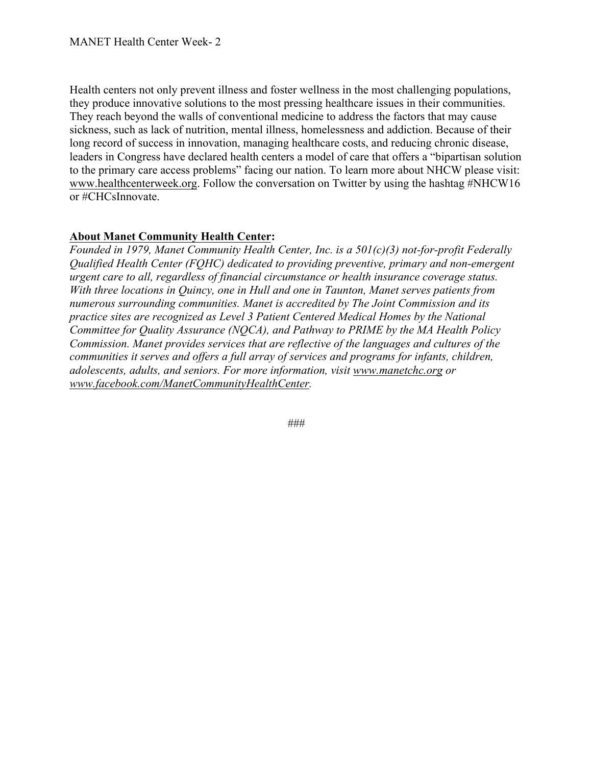Health centers not only prevent illness and foster wellness in the most challenging populations, they produce innovative solutions to the most pressing healthcare issues in their communities. They reach beyond the walls of conventional medicine to address the factors that may cause sickness, such as lack of nutrition, mental illness, homelessness and addiction. Because of their long record of success in innovation, managing healthcare costs, and reducing chronic disease, leaders in Congress have declared health centers a model of care that offers a "bipartisan solution to the primary care access problems" facing our nation. To learn more about NHCW please visit: www.healthcenterweek.org. Follow the conversation on Twitter by using the hashtag #NHCW16 or #CHCsInnovate.

**About Manet Community Health Center:**

*Founded in 1979, Manet Community Health Center, Inc. is a 501(c)(3) not-for-profit Federally Qualified Health Center (FQHC) dedicated to providing preventive, primary and non-emergent urgent care to all, regardless of financial circumstance or health insurance coverage status. With three locations in Quincy, one in Hull and one in Taunton, Manet serves patients from numerous surrounding communities. Manet is accredited by The Joint Commission and its practice sites are recognized as Level 3 Patient Centered Medical Homes by the National Committee for Quality Assurance (NQCA), and Pathway to PRIME by the MA Health Policy Commission. Manet provides services that are reflective of the languages and cultures of the communities it serves and offers a full array of services and programs for infants, children, adolescents, adults, and seniors. For more information, visit www.manetchc.org or www.facebook.com/ManetCommunityHealthCenter.*

###